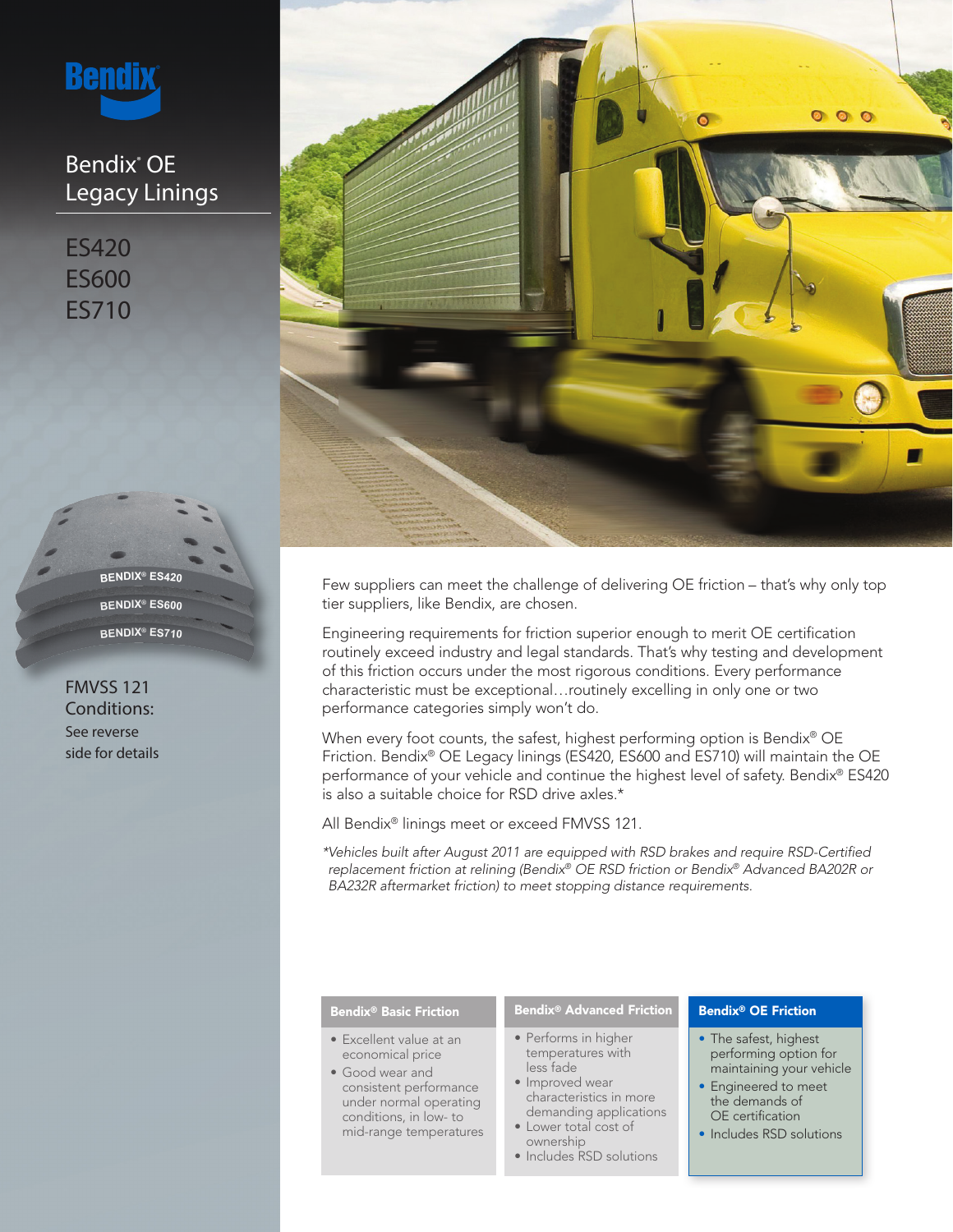# Bendix® OE Legacy Linings

## ES420
## ES600
## ES710

**FMVSS 121 Conditions:**
See reverse side for details

Few suppliers can meet the challenge of delivering OE friction – that's why only top tier suppliers, like Bendix, are chosen.

Engineering requirements for friction superior enough to merit OE certification routinely exceed industry and legal standards. That's why testing and development of this friction occurs under the most rigorous conditions. Every performance characteristic must be exceptional…routinely excelling in only one or two performance categories simply won't do.

When every foot counts, the safest, highest performing option is Bendix® OE Friction. Bendix® OE Legacy linings (ES420, ES600 and ES710) will maintain the OE performance of your vehicle and continue the highest level of safety. Bendix® ES420 is also a suitable choice for RSD drive axles.*

All Bendix® linings meet or exceed FMVSS 121.

*\*Vehicles built after August 2011 are equipped with RSD brakes and require RSD-Certified replacement friction at relining (Bendix® OE RSD friction or Bendix® Advanced BA202R or BA232R aftermarket friction) to meet stopping distance requirements.*

| Bendix® Basic Friction | Bendix® Advanced Friction | Bendix® OE Friction |
|---|---|---|
| • Excellent value at an economical price<br>• Good wear and consistent performance under normal operating conditions, in low- to mid-range temperatures | • Performs in higher temperatures with less fade<br>• Improved wear characteristics in more demanding applications<br>• Lower total cost of ownership<br>• Includes RSD solutions | • The safest, highest performing option for maintaining your vehicle<br>• Engineered to meet the demands of OE certification<br>• Includes RSD solutions |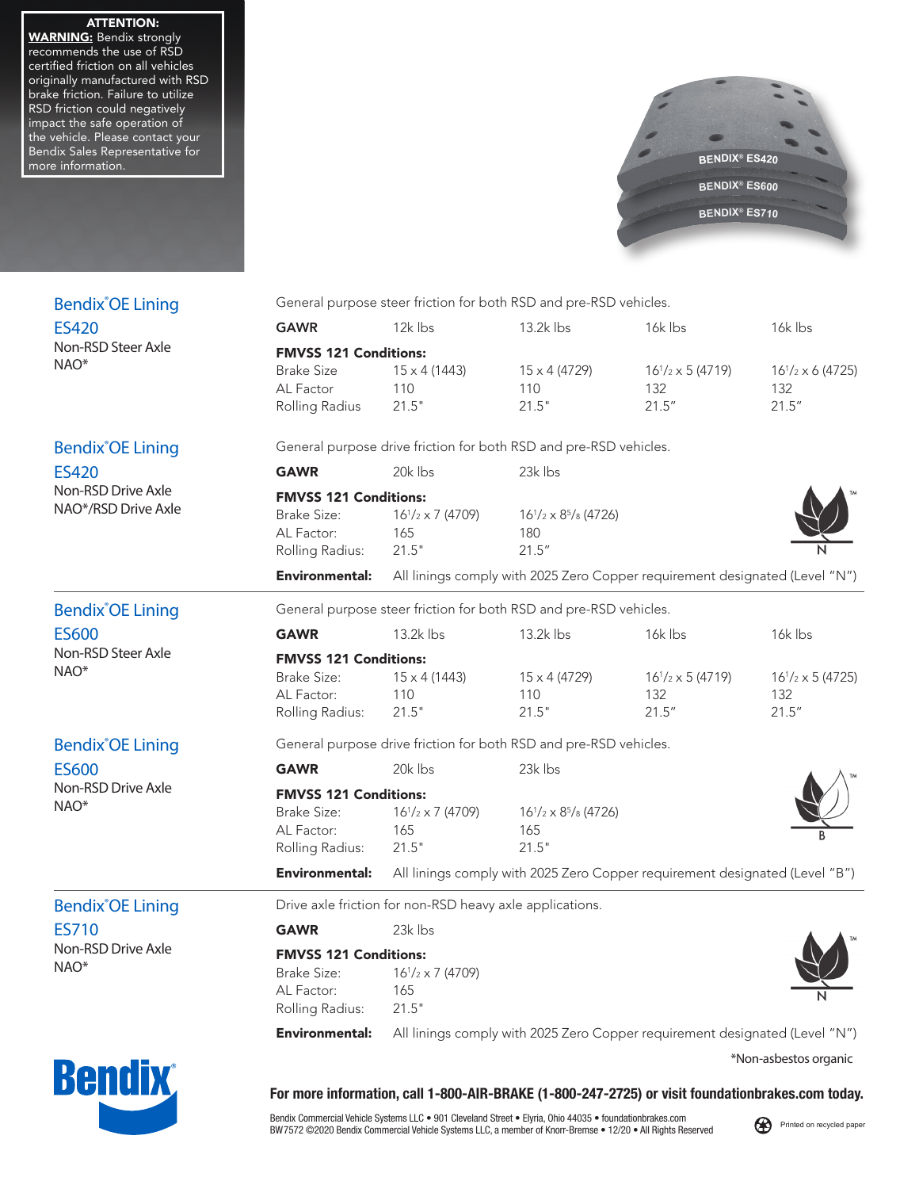**ATTENTION:**
**WARNING:** Bendix strongly recommends the use of RSD certified friction on all vehicles originally manufactured with RSD brake friction. Failure to utilize RSD friction could negatively impact the safe operation of the vehicle. Please contact your Bendix Sales Representative for more information.

BENDIX® ES420
BENDIX® ES600
BENDIX® ES710

## Bendix® OE Lining ES420

Non-RSD Steer Axle
NAO*

General purpose steer friction for both RSD and pre-RSD vehicles.

| **GAWR** | 12k lbs | 13.2k lbs | 16k lbs | 16k lbs |
|---|---|---|---|---|
| **FMVSS 121 Conditions:** | | | | |
| Brake Size | 15 x 4 (1443) | 15 x 4 (4729) | 16½ x 5 (4719) | 16½ x 6 (4725) |
| AL Factor | 110 | 110 | 132 | 132 |
| Rolling Radius | 21.5" | 21.5" | 21.5" | 21.5" |

## Bendix® OE Lining ES420

Non-RSD Drive Axle
NAO*/RSD Drive Axle

General purpose drive friction for both RSD and pre-RSD vehicles.

| **GAWR** | 20k lbs | 23k lbs |
|---|---|---|
| **FMVSS 121 Conditions:** | | |
| Brake Size: | 16½ x 7 (4709) | 16½ x 8⅝ (4726) |
| AL Factor: | 165 | 180 |
| Rolling Radius: | 21.5" | 21.5" |

**Environmental:** All linings comply with 2025 Zero Copper requirement designated (Level "N")

## Bendix® OE Lining ES600

Non-RSD Steer Axle
NAO*

General purpose steer friction for both RSD and pre-RSD vehicles.

| **GAWR** | 13.2k lbs | 13.2k lbs | 16k lbs | 16k lbs |
|---|---|---|---|---|
| **FMVSS 121 Conditions:** | | | | |
| Brake Size: | 15 x 4 (1443) | 15 x 4 (4729) | 16½ x 5 (4719) | 16½ x 5 (4725) |
| AL Factor: | 110 | 110 | 132 | 132 |
| Rolling Radius: | 21.5" | 21.5" | 21.5" | 21.5" |

## Bendix® OE Lining ES600

Non-RSD Drive Axle
NAO*

General purpose drive friction for both RSD and pre-RSD vehicles.

| **GAWR** | 20k lbs | 23k lbs |
|---|---|---|
| **FMVSS 121 Conditions:** | | |
| Brake Size: | 16½ x 7 (4709) | 16½ x 8⅝ (4726) |
| AL Factor: | 165 | 165 |
| Rolling Radius: | 21.5" | 21.5" |

**Environmental:** All linings comply with 2025 Zero Copper requirement designated (Level "B")

## Bendix® OE Lining ES710

Non-RSD Drive Axle
NAO*

Drive axle friction for non-RSD heavy axle applications.

| **GAWR** | 23k lbs |
|---|---|
| **FMVSS 121 Conditions:** | |
| Brake Size: | 16½ x 7 (4709) |
| AL Factor: | 165 |
| Rolling Radius: | 21.5" |

**Environmental:** All linings comply with 2025 Zero Copper requirement designated (Level "N")

*Non-asbestos organic

**For more information, call 1-800-AIR-BRAKE (1-800-247-2725) or visit foundationbrakes.com today.**

Bendix Commercial Vehicle Systems LLC • 901 Cleveland Street • Elyria, Ohio 44035 • foundationbrakes.com
BW7572 ©2020 Bendix Commercial Vehicle Systems LLC, a member of Knorr-Bremse • 12/20 • All Rights Reserved

Printed on recycled paper